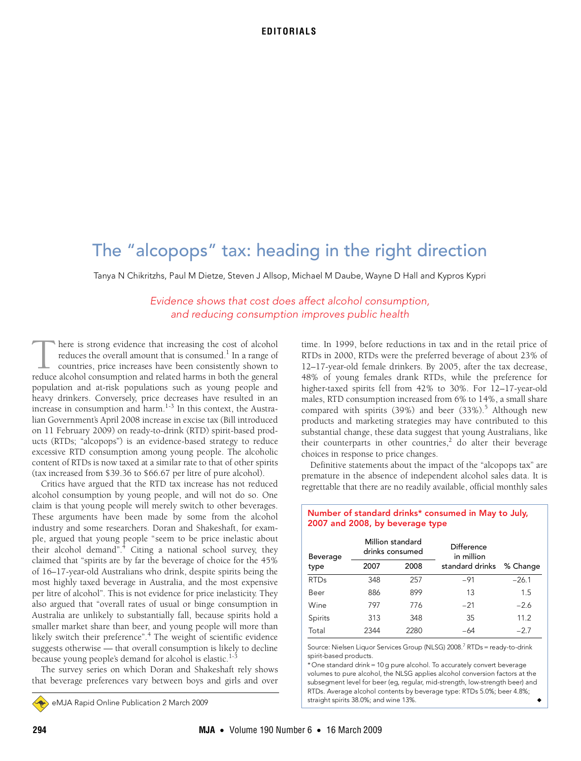EDITORIALS

# The "alcopops" tax: heading in the right direction

Tanya N Chikritzhs, Paul M Dietze, Steven J Allsop, Michael M Daube, Wayne D Hall and Kypros Kypri

*Evidence shows that cost does affect alcohol consumption, and reducing consumption improves public health*

There is strong evidence that increasing the cost of alcohol reduces the overall amount that is consumed.[1] In a range of countries, price increases have been consistently shown to reduce alcohol consumption and related harms in both the general population and at-risk populations such as young people and heavy drinkers. Conversely, price decreases have resulted in an increase in consumption and harm.[1-3] In this context, the Australian Government's April 2008 increase in excise tax (Bill introduced on 11 February 2009) on ready-to-drink (RTD) spirit-based products (RTDs; "alcopops") is an evidence-based strategy to reduce excessive RTD consumption among young people. The alcoholic content of RTDs is now taxed at a similar rate to that of other spirits (tax increased from $39.36 to $66.67 per litre of pure alcohol).

Critics have argued that the RTD tax increase has not reduced alcohol consumption by young people, and will not do so. One claim is that young people will merely switch to other beverages. These arguments have been made by some from the alcohol industry and some researchers. Doran and Shakeshaft, for example, argued that young people "seem to be price inelastic about their alcohol demand".[4] Citing a national school survey, they claimed that "spirits are by far the beverage of choice for the 45% of 16–17-year-old Australians who drink, despite spirits being the most highly taxed beverage in Australia, and the most expensive per litre of alcohol". This is not evidence for price inelasticity. They also argued that "overall rates of usual or binge consumption in Australia are unlikely to substantially fall, because spirits hold a smaller market share than beer, and young people will more than likely switch their preference".[4] The weight of scientific evidence suggests otherwise — that overall consumption is likely to decline because young people's demand for alcohol is elastic.[1-3]

The survey series on which Doran and Shakeshaft rely shows that beverage preferences vary between boys and girls and over time. In 1999, before reductions in tax and in the retail price of RTDs in 2000, RTDs were the preferred beverage of about 23% of 12–17-year-old female drinkers. By 2005, after the tax decrease, 48% of young females drank RTDs, while the preference for higher-taxed spirits fell from 42% to 30%. For 12–17-year-old males, RTD consumption increased from 6% to 14%, a small share compared with spirits (39%) and beer (33%).[5] Although new products and marketing strategies may have contributed to this substantial change, these data suggest that young Australians, like their counterparts in other countries,[2] do alter their beverage choices in response to price changes.

Definitive statements about the impact of the "alcopops tax" are premature in the absence of independent alcohol sales data. It is regrettable that there are no readily available, official monthly sales

**Number of standard drinks* consumed in May to July, 2007 and 2008, by beverage type**

| Beverage type | Million standard drinks consumed | | Difference in million standard drinks | % Change |
|---|---|---|---|---|
| | 2007 | 2008 | | |
| RTDs | 348 | 257 | −91 | −26.1 |
| Beer | 886 | 899 | 13 | 1.5 |
| Wine | 797 | 776 | −21 | −2.6 |
| Spirits | 313 | 348 | 35 | 11.2 |
| Total | 2344 | 2280 | −64 | −2.7 |

Source: Nielsen Liquor Services Group (NLSG) 2008.[7] RTDs = ready-to-drink spirit-based products.
* One standard drink = 10 g pure alcohol. To accurately convert beverage volumes to pure alcohol, the NLSG applies alcohol conversion factors at the subsegment level for beer (eg, regular, mid-strength, low-strength beer) and RTDs. Average alcohol contents by beverage type: RTDs 5.0%; beer 4.8%; straight spirits 38.0%; and wine 13%.

eMJA Rapid Online Publication 2 March 2009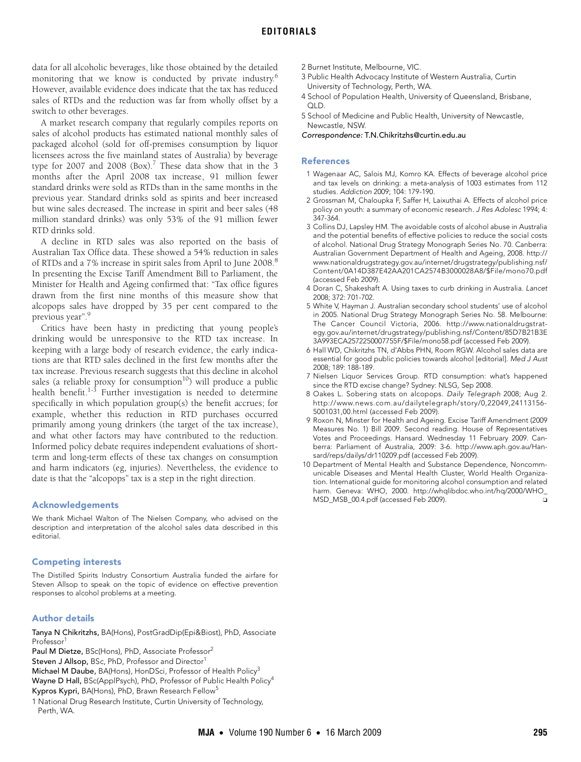data for all alcoholic beverages, like those obtained by the detailed monitoring that we know is conducted by private industry.[6] However, available evidence does indicate that the tax has reduced sales of RTDs and the reduction was far from wholly offset by a switch to other beverages.

A market research company that regularly compiles reports on sales of alcohol products has estimated national monthly sales of packaged alcohol (sold for off-premises consumption by liquor licensees across the five mainland states of Australia) by beverage type for 2007 and 2008 (Box).[7] These data show that in the 3 months after the April 2008 tax increase, 91 million fewer standard drinks were sold as RTDs than in the same months in the previous year. Standard drinks sold as spirits and beer increased but wine sales decreased. The increase in spirit and beer sales (48 million standard drinks) was only 53% of the 91 million fewer RTD drinks sold.

A decline in RTD sales was also reported on the basis of Australian Tax Office data. These showed a 54% reduction in sales of RTDs and a 7% increase in spirit sales from April to June 2008.[8] In presenting the Excise Tariff Amendment Bill to Parliament, the Minister for Health and Ageing confirmed that: "Tax office figures drawn from the first nine months of this measure show that alcopops sales have dropped by 35 per cent compared to the previous year".[9]

Critics have been hasty in predicting that young people's drinking would be unresponsive to the RTD tax increase. In keeping with a large body of research evidence, the early indications are that RTD sales declined in the first few months after the tax increase. Previous research suggests that this decline in alcohol sales (a reliable proxy for consumption[10]) will produce a public health benefit.[1-3] Further investigation is needed to determine specifically in which population group(s) the benefit accrues; for example, whether this reduction in RTD purchases occurred primarily among young drinkers (the target of the tax increase), and what other factors may have contributed to the reduction. Informed policy debate requires independent evaluations of short-term and long-term effects of these tax changes on consumption and harm indicators (eg, injuries). Nevertheless, the evidence to date is that the "alcopops" tax is a step in the right direction.

## Acknowledgements

We thank Michael Walton of The Nielsen Company, who advised on the description and interpretation of the alcohol sales data described in this editorial.

## Competing interests

The Distilled Spirits Industry Consortium Australia funded the airfare for Steven Allsop to speak on the topic of evidence on effective prevention responses to alcohol problems at a meeting.

## Author details

**Tanya N Chikritzhs,** BA(Hons), PostGradDip(Epi&Biost), PhD, Associate Professor[1]
**Paul M Dietze,** BSc(Hons), PhD, Associate Professor[2]
**Steven J Allsop,** BSc, PhD, Professor and Director[1]
**Michael M Daube,** BA(Hons), HonDSci, Professor of Health Policy[3]
**Wayne D Hall,** BSc(ApplPsych), PhD, Professor of Public Health Policy[4]
**Kypros Kypri,** BA(Hons), PhD, Brawn Research Fellow[5]

1 National Drug Research Institute, Curtin University of Technology, Perth, WA.
2 Burnet Institute, Melbourne, VIC.
3 Public Health Advocacy Institute of Western Australia, Curtin University of Technology, Perth, WA.
4 School of Population Health, University of Queensland, Brisbane, QLD.
5 School of Medicine and Public Health, University of Newcastle, Newcastle, NSW.

*Correspondence:* T.N.Chikritzhs@curtin.edu.au

## References

1. Wagenaar AC, Salois MJ, Komro KA. Effects of beverage alcohol price and tax levels on drinking: a meta-analysis of 1003 estimates from 112 studies. *Addiction* 2009; 104: 179-190.
2. Grossman M, Chaloupka F, Saffer H, Laixuthai A. Effects of alcohol price policy on youth: a summary of economic research. *J Res Adolesc* 1994; 4: 347-364.
3. Collins DJ, Lapsley HM. The avoidable costs of alcohol abuse in Australia and the potential benefits of effective policies to reduce the social costs of alcohol. National Drug Strategy Monograph Series No. 70. Canberra: Australian Government Department of Health and Ageing, 2008. http://www.nationaldrugstrategy.gov.au/internet/drugstrategy/publishing.nsf/Content/0A14D387E42AA201CA2574B3000028A8/$File/mono70.pdf (accessed Feb 2009).
4. Doran C, Shakeshaft A. Using taxes to curb drinking in Australia. *Lancet* 2008; 372: 701-702.
5. White V, Hayman J. Australian secondary school students' use of alcohol in 2005. National Drug Strategy Monograph Series No. 58. Melbourne: The Cancer Council Victoria, 2006. http://www.nationaldrugstrategy.gov.au/internet/drugstrategy/publishing.nsf/Content/85D7B21B3E3A993ECA2572250007755F/$File/mono58.pdf (accessed Feb 2009).
6. Hall WD, Chikritzhs TN, d'Abbs PHN, Room RGW. Alcohol sales data are essential for good public policies towards alcohol [editorial]. *Med J Aust* 2008; 189: 188-189.
7. Nielsen Liquor Services Group. RTD consumption: what's happened since the RTD excise change? Sydney: NLSG, Sep 2008.
8. Oakes L. Sobering stats on alcopops. *Daily Telegraph* 2008; Aug 2. http://www.news.com.au/dailytelegraph/story/0,22049,24113156-5001031,00.html (accessed Feb 2009).
9. Roxon N, Minster for Health and Ageing. Excise Tariff Amendment (2009 Measures No. 1) Bill 2009. Second reading. House of Representatives Votes and Proceedings. Hansard. Wednesday 11 February 2009. Canberra: Parliament of Australia, 2009: 3-6. http://www.aph.gov.au/Hansard/reps/dailys/dr110209.pdf (accessed Feb 2009).
10. Department of Mental Health and Substance Dependence, Noncommunicable Diseases and Mental Health Cluster, World Health Organization. International guide for monitoring alcohol consumption and related harm. Geneva: WHO, 2000. http://whqlibdoc.who.int/hq/2000/WHO_MSD_MSB_00.4.pdf (accessed Feb 2009).